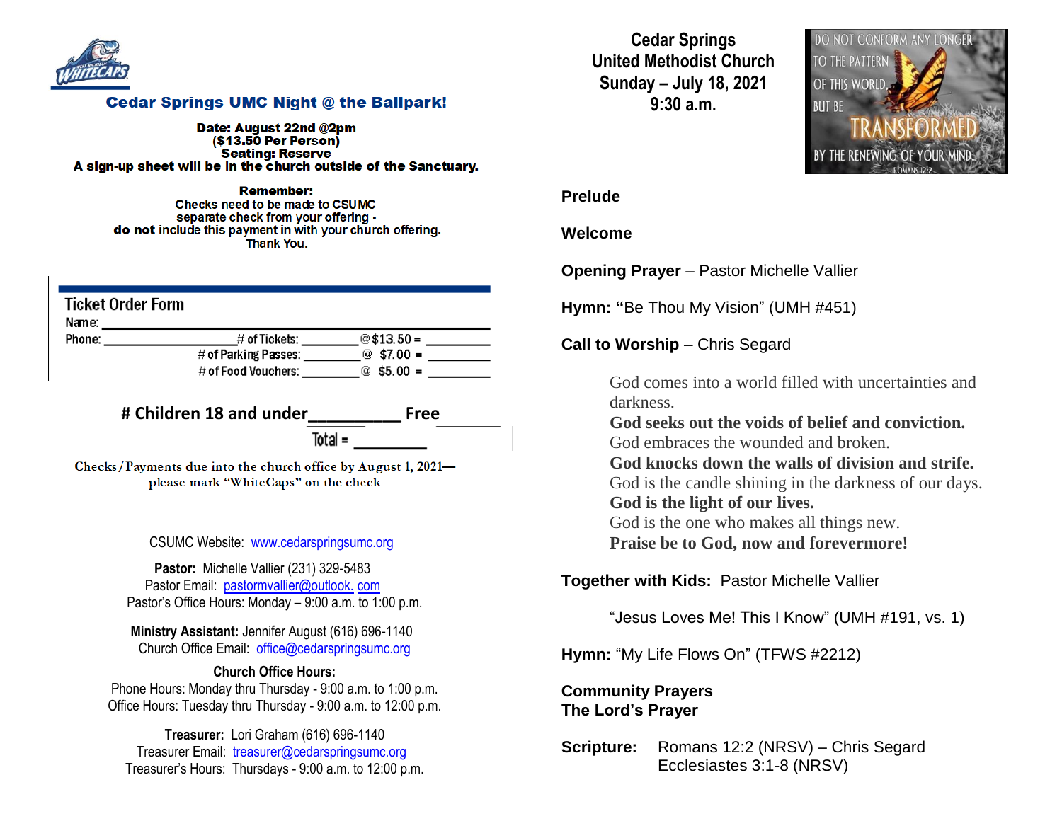## Cedar Springs UMC Night @ the Ballpark!

**Date: August 22nd @2pm**
**($13.50 Per Person)**
**Seating: Reserve**
**A sign-up sheet will be in the church outside of the Sanctuary.**

**Remember:**
Checks need to be made to CSUMC
separate check from your offering -
**do not** include this payment in with your church offering.
Thank You.

### Ticket Order Form

Name: ____________________

Phone: ____________________ # of Tickets: ________ @ $13.50 = ________

# of Parking Passes: ________ @ $7.00 = ________

# of Food Vouchers: ________ @ $5.00 = ________

**# Children 18 and under__________ Free**

Total = ________

Checks/Payments due into the church office by August 1, 2021— please mark "WhiteCaps" on the check

CSUMC Website: www.cedarspringsumc.org

**Pastor:** Michelle Vallier (231) 329-5483
Pastor Email: pastormvallier@outlook.com
Pastor's Office Hours: Monday – 9:00 a.m. to 1:00 p.m.

**Ministry Assistant:** Jennifer August (616) 696-1140
Church Office Email: office@cedarspringsumc.org

**Church Office Hours:**
Phone Hours: Monday thru Thursday - 9:00 a.m. to 1:00 p.m.
Office Hours: Tuesday thru Thursday - 9:00 a.m. to 12:00 p.m.

**Treasurer:** Lori Graham (616) 696-1140
Treasurer Email: treasurer@cedarspringsumc.org
Treasurer's Hours: Thursdays - 9:00 a.m. to 12:00 p.m.

# Cedar Springs United Methodist Church
## Sunday – July 18, 2021
## 9:30 a.m.

DO NOT CONFORM ANY LONGER TO THE PATTERN OF THIS WORLD, BUT BE TRANSFORMED BY THE RENEWING OF YOUR MIND. ROMANS 12:2

**Prelude**

**Welcome**

**Opening Prayer** – Pastor Michelle Vallier

**Hymn:** "Be Thou My Vision" (UMH #451)

**Call to Worship** – Chris Segard

God comes into a world filled with uncertainties and darkness.
**God seeks out the voids of belief and conviction.**
God embraces the wounded and broken.
**God knocks down the walls of division and strife.**
God is the candle shining in the darkness of our days.
**God is the light of our lives.**
God is the one who makes all things new.
**Praise be to God, now and forevermore!**

**Together with Kids:** Pastor Michelle Vallier

"Jesus Loves Me! This I Know" (UMH #191, vs. 1)

**Hymn:** "My Life Flows On" (TFWS #2212)

**Community Prayers**
**The Lord's Prayer**

**Scripture:** Romans 12:2 (NRSV) – Chris Segard
Ecclesiastes 3:1-8 (NRSV)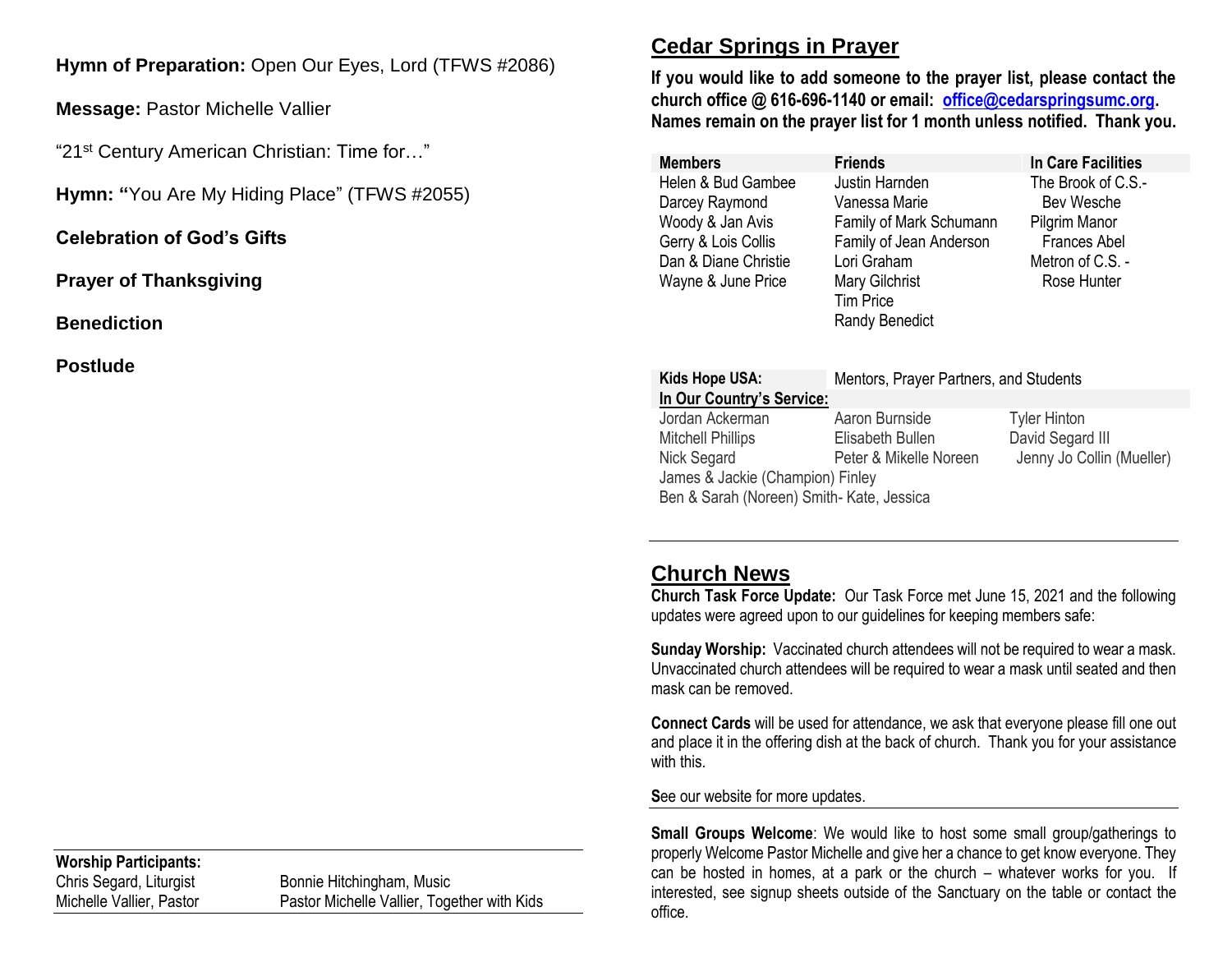**Hymn of Preparation:** Open Our Eyes, Lord (TFWS #2086)

**Message:** Pastor Michelle Vallier

"21st Century American Christian: Time for…"

**Hymn: "**You Are My Hiding Place" (TFWS #2055)

**Celebration of God's Gifts**

**Prayer of Thanksgiving**

**Benediction**

**Postlude**

**Worship Participants:**

| | |
|---|---|
| Chris Segard, Liturgist | Bonnie Hitchingham, Music |
| Michelle Vallier, Pastor | Pastor Michelle Vallier, Together with Kids |

## Cedar Springs in Prayer

**If you would like to add someone to the prayer list, please contact the church office @ 616-696-1140 or email: office@cedarspringsumc.org. Names remain on the prayer list for 1 month unless notified. Thank you.**

| Members | Friends | In Care Facilities |
|---|---|---|
| Helen & Bud Gambee | Justin Harnden | The Brook of C.S.- Bev Wesche |
| Darcey Raymond | Vanessa Marie | |
| Woody & Jan Avis | Family of Mark Schumann | Pilgrim Manor Frances Abel |
| Gerry & Lois Collis | Family of Jean Anderson | |
| Dan & Diane Christie | Lori Graham | Metron of C.S. - Rose Hunter |
| Wayne & June Price | Mary Gilchrist | |
| | Tim Price | |
| | Randy Benedict | |

**Kids Hope USA:** Mentors, Prayer Partners, and Students

**In Our Country's Service:**

| | | |
|---|---|---|
| Jordan Ackerman | Aaron Burnside | Tyler Hinton |
| Mitchell Phillips | Elisabeth Bullen | David Segard III |
| Nick Segard | Peter & Mikelle Noreen | Jenny Jo Collin (Mueller) |
| James & Jackie (Champion) Finley | | |
| Ben & Sarah (Noreen) Smith- Kate, Jessica | | |

## Church News

**Church Task Force Update:** Our Task Force met June 15, 2021 and the following updates were agreed upon to our guidelines for keeping members safe:

**Sunday Worship:** Vaccinated church attendees will not be required to wear a mask. Unvaccinated church attendees will be required to wear a mask until seated and then mask can be removed.

**Connect Cards** will be used for attendance, we ask that everyone please fill one out and place it in the offering dish at the back of church. Thank you for your assistance with this.

**S**ee our website for more updates.

**Small Groups Welcome**: We would like to host some small group/gatherings to properly Welcome Pastor Michelle and give her a chance to get know everyone. They can be hosted in homes, at a park or the church – whatever works for you. If interested, see signup sheets outside of the Sanctuary on the table or contact the office.